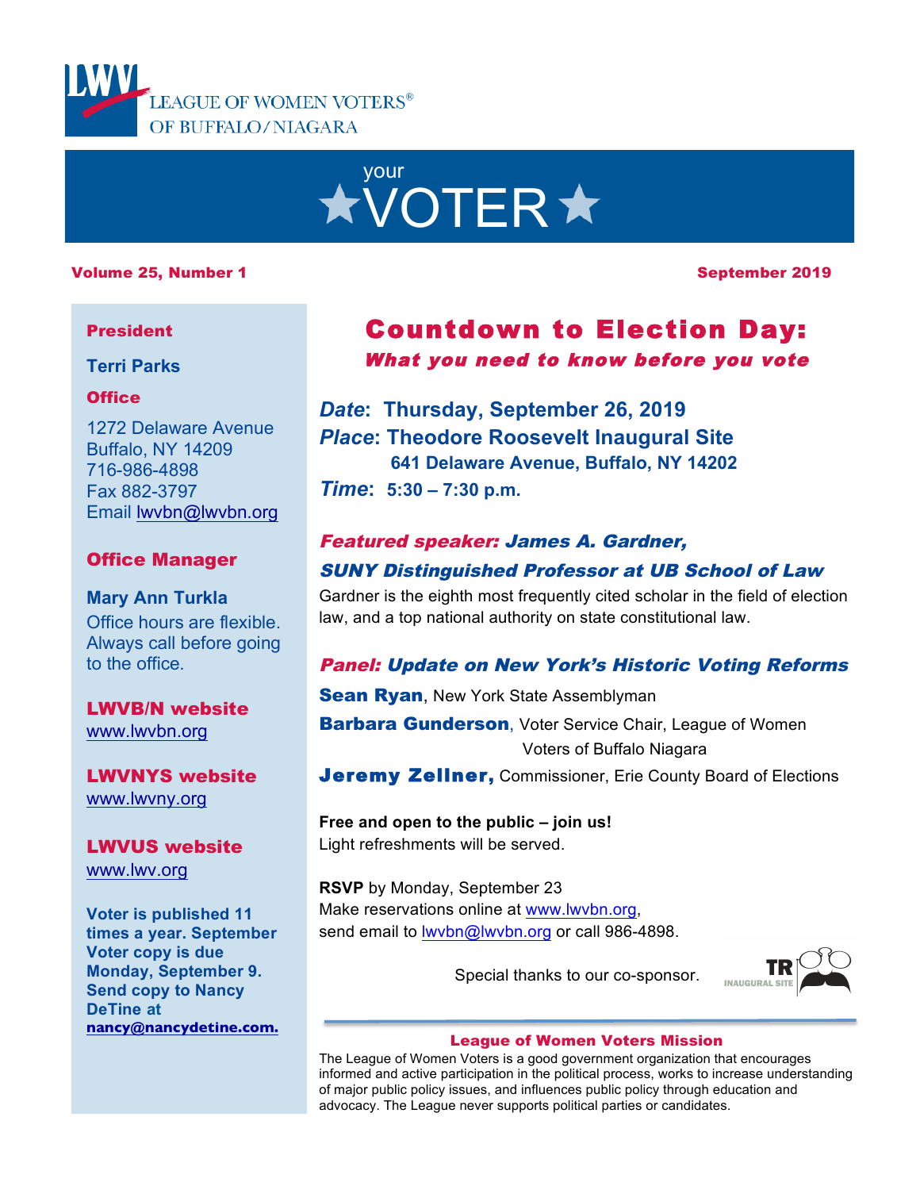LEAGUE OF WOMEN VOTERS® OF BUFFALO/NIAGARA

# your ★VOTER★

**Volume 25, Number 1** **September 2019**

**President**

**Terri Parks**

**Office**

1272 Delaware Avenue
Buffalo, NY 14209
716-986-4898
Fax 882-3797
Email lwvbn@lwvbn.org

**Office Manager**

**Mary Ann Turkla**
Office hours are flexible. Always call before going to the office.

**LWVB/N website**
www.lwvbn.org

**LWVNYS website**
www.lwvny.org

**LWVUS website**
www.lwv.org

**Voter is published 11 times a year. September Voter copy is due Monday, September 9. Send copy to Nancy DeTine at nancy@nancydetine.com.**

## Countdown to Election Day:

### *What you need to know before you vote*

***Date*: Thursday, September 26, 2019**
***Place*: Theodore Roosevelt Inaugural Site**
**641 Delaware Avenue, Buffalo, NY 14202**
***Time*: 5:30 – 7:30 p.m.**

***Featured speaker: James A. Gardner, SUNY Distinguished Professor at UB School of Law***

Gardner is the eighth most frequently cited scholar in the field of election law, and a top national authority on state constitutional law.

***Panel: Update on New York's Historic Voting Reforms***

**Sean Ryan**, New York State Assemblyman

**Barbara Gunderson**, Voter Service Chair, League of Women Voters of Buffalo Niagara

**Jeremy Zellner,** Commissioner, Erie County Board of Elections

**Free and open to the public – join us!**
Light refreshments will be served.

**RSVP** by Monday, September 23
Make reservations online at www.lwvbn.org, send email to lwvbn@lwvbn.org or call 986-4898.

Special thanks to our co-sponsor. TR INAUGURAL SITE

**League of Women Voters Mission**

The League of Women Voters is a good government organization that encourages informed and active participation in the political process, works to increase understanding of major public policy issues, and influences public policy through education and advocacy. The League never supports political parties or candidates.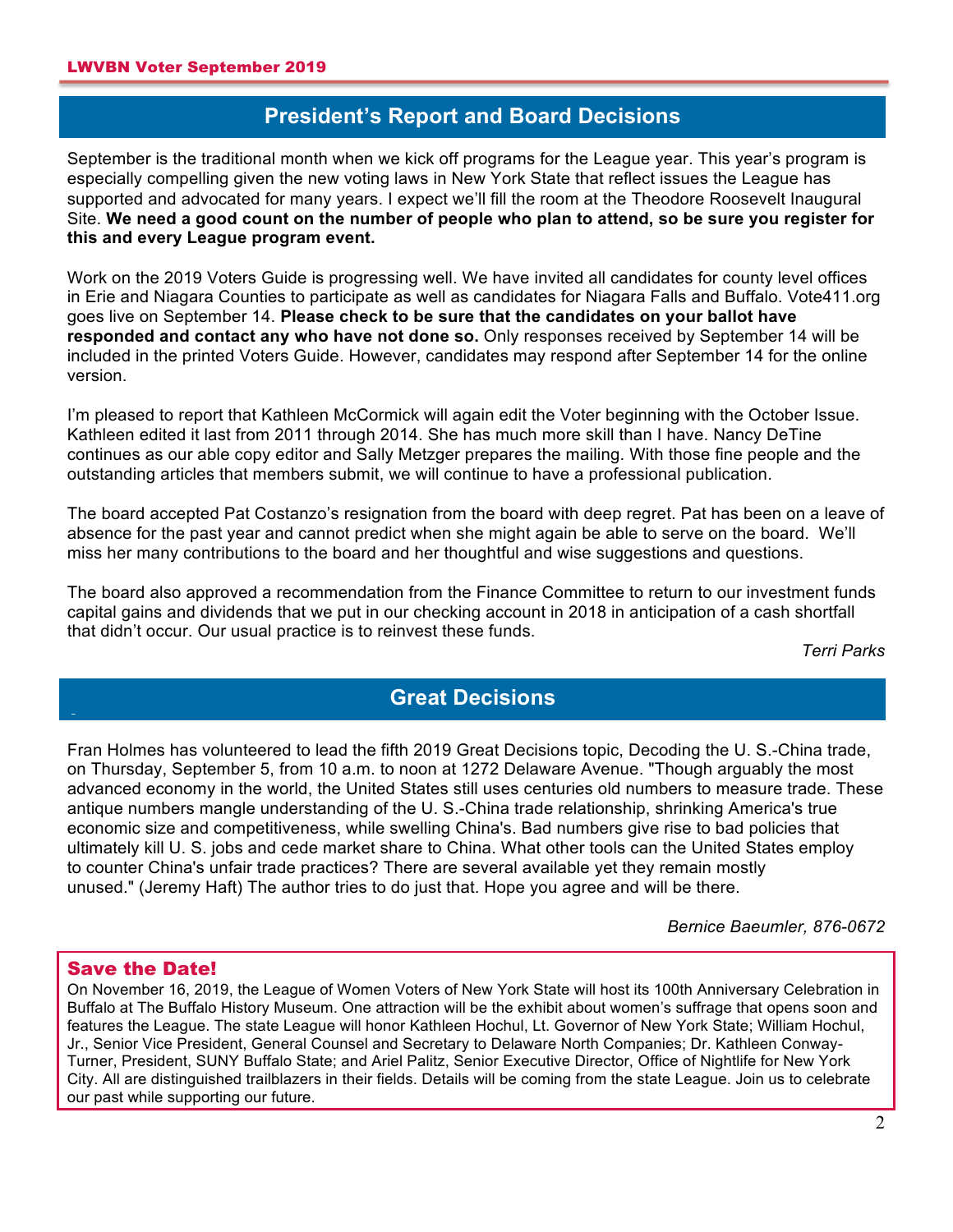## President's Report and Board Decisions

September is the traditional month when we kick off programs for the League year. This year's program is especially compelling given the new voting laws in New York State that reflect issues the League has supported and advocated for many years. I expect we'll fill the room at the Theodore Roosevelt Inaugural Site. **We need a good count on the number of people who plan to attend, so be sure you register for this and every League program event.**

Work on the 2019 Voters Guide is progressing well. We have invited all candidates for county level offices in Erie and Niagara Counties to participate as well as candidates for Niagara Falls and Buffalo. Vote411.org goes live on September 14. **Please check to be sure that the candidates on your ballot have responded and contact any who have not done so.** Only responses received by September 14 will be included in the printed Voters Guide. However, candidates may respond after September 14 for the online version.

I'm pleased to report that Kathleen McCormick will again edit the Voter beginning with the October Issue. Kathleen edited it last from 2011 through 2014. She has much more skill than I have. Nancy DeTine continues as our able copy editor and Sally Metzger prepares the mailing. With those fine people and the outstanding articles that members submit, we will continue to have a professional publication.

The board accepted Pat Costanzo's resignation from the board with deep regret. Pat has been on a leave of absence for the past year and cannot predict when she might again be able to serve on the board. We'll miss her many contributions to the board and her thoughtful and wise suggestions and questions.

The board also approved a recommendation from the Finance Committee to return to our investment funds capital gains and dividends that we put in our checking account in 2018 in anticipation of a cash shortfall that didn't occur. Our usual practice is to reinvest these funds.

*Terri Parks*

## Great Decisions

Fran Holmes has volunteered to lead the fifth 2019 Great Decisions topic, Decoding the U. S.-China trade, on Thursday, September 5, from 10 a.m. to noon at 1272 Delaware Avenue. "Though arguably the most advanced economy in the world, the United States still uses centuries old numbers to measure trade. These antique numbers mangle understanding of the U. S.-China trade relationship, shrinking America's true economic size and competitiveness, while swelling China's. Bad numbers give rise to bad policies that ultimately kill U. S. jobs and cede market share to China. What other tools can the United States employ to counter China's unfair trade practices? There are several available yet they remain mostly unused." (Jeremy Haft) The author tries to do just that. Hope you agree and will be there.

*Bernice Baeumler, 876-0672*

### Save the Date!

On November 16, 2019, the League of Women Voters of New York State will host its 100th Anniversary Celebration in Buffalo at The Buffalo History Museum. One attraction will be the exhibit about women's suffrage that opens soon and features the League. The state League will honor Kathleen Hochul, Lt. Governor of New York State; William Hochul, Jr., Senior Vice President, General Counsel and Secretary to Delaware North Companies; Dr. Kathleen Conway-Turner, President, SUNY Buffalo State; and Ariel Palitz, Senior Executive Director, Office of Nightlife for New York City. All are distinguished trailblazers in their fields. Details will be coming from the state League. Join us to celebrate our past while supporting our future.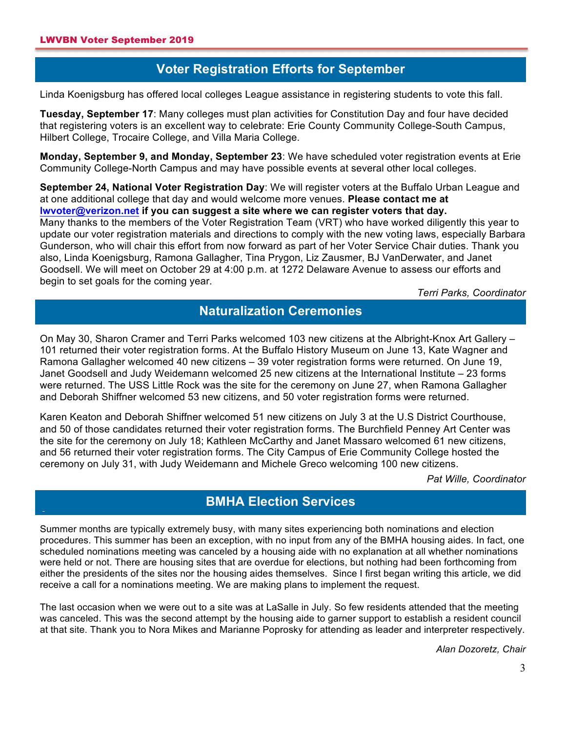## Voter Registration Efforts for September

Linda Koenigsburg has offered local colleges League assistance in registering students to vote this fall.

**Tuesday, September 17**: Many colleges must plan activities for Constitution Day and four have decided that registering voters is an excellent way to celebrate: Erie County Community College-South Campus, Hilbert College, Trocaire College, and Villa Maria College.

**Monday, September 9, and Monday, September 23**: We have scheduled voter registration events at Erie Community College-North Campus and may have possible events at several other local colleges.

**September 24, National Voter Registration Day**: We will register voters at the Buffalo Urban League and at one additional college that day and would welcome more venues. **Please contact me at [lwvoter@verizon.net](mailto:lwvoter@verizon.net) if you can suggest a site where we can register voters that day.**
Many thanks to the members of the Voter Registration Team (VRT) who have worked diligently this year to update our voter registration materials and directions to comply with the new voting laws, especially Barbara Gunderson, who will chair this effort from now forward as part of her Voter Service Chair duties. Thank you also, Linda Koenigsburg, Ramona Gallagher, Tina Prygon, Liz Zausmer, BJ VanDerwater, and Janet Goodsell. We will meet on October 29 at 4:00 p.m. at 1272 Delaware Avenue to assess our efforts and begin to set goals for the coming year.

*Terri Parks, Coordinator*

## Naturalization Ceremonies

On May 30, Sharon Cramer and Terri Parks welcomed 103 new citizens at the Albright-Knox Art Gallery – 101 returned their voter registration forms. At the Buffalo History Museum on June 13, Kate Wagner and Ramona Gallagher welcomed 40 new citizens – 39 voter registration forms were returned. On June 19, Janet Goodsell and Judy Weidemann welcomed 25 new citizens at the International Institute – 23 forms were returned. The USS Little Rock was the site for the ceremony on June 27, when Ramona Gallagher and Deborah Shiffner welcomed 53 new citizens, and 50 voter registration forms were returned.

Karen Keaton and Deborah Shiffner welcomed 51 new citizens on July 3 at the U.S District Courthouse, and 50 of those candidates returned their voter registration forms. The Burchfield Penney Art Center was the site for the ceremony on July 18; Kathleen McCarthy and Janet Massaro welcomed 61 new citizens, and 56 returned their voter registration forms. The City Campus of Erie Community College hosted the ceremony on July 31, with Judy Weidemann and Michele Greco welcoming 100 new citizens.

*Pat Wille, Coordinator*

## BMHA Election Services

Summer months are typically extremely busy, with many sites experiencing both nominations and election procedures. This summer has been an exception, with no input from any of the BMHA housing aides. In fact, one scheduled nominations meeting was canceled by a housing aide with no explanation at all whether nominations were held or not. There are housing sites that are overdue for elections, but nothing had been forthcoming from either the presidents of the sites nor the housing aides themselves. Since I first began writing this article, we did receive a call for a nominations meeting. We are making plans to implement the request.

The last occasion when we were out to a site was at LaSalle in July. So few residents attended that the meeting was canceled. This was the second attempt by the housing aide to garner support to establish a resident council at that site. Thank you to Nora Mikes and Marianne Poprosky for attending as leader and interpreter respectively.

*Alan Dozoretz, Chair*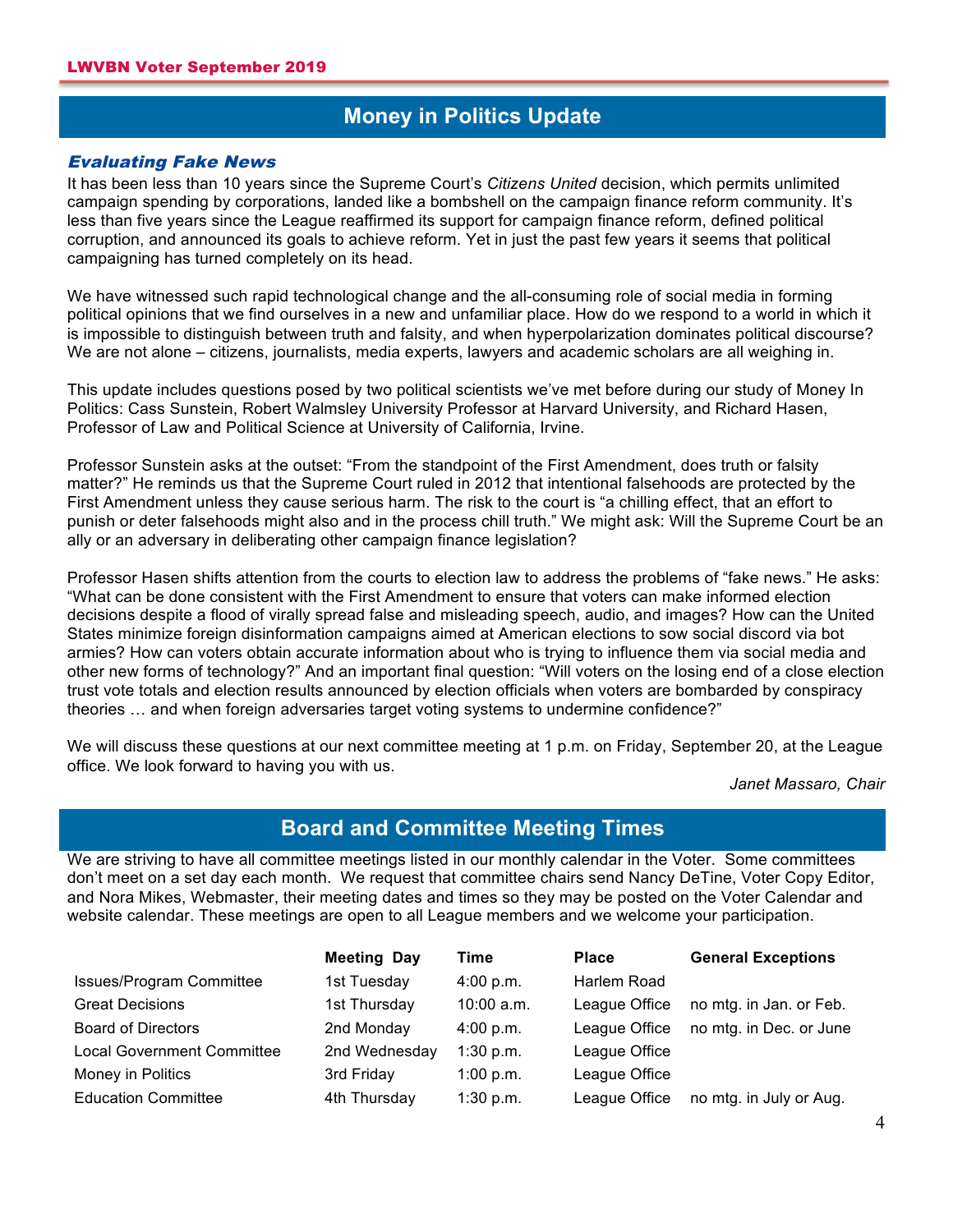## Money in Politics Update

### *Evaluating Fake News*

It has been less than 10 years since the Supreme Court's *Citizens United* decision, which permits unlimited campaign spending by corporations, landed like a bombshell on the campaign finance reform community. It's less than five years since the League reaffirmed its support for campaign finance reform, defined political corruption, and announced its goals to achieve reform. Yet in just the past few years it seems that political campaigning has turned completely on its head.

We have witnessed such rapid technological change and the all-consuming role of social media in forming political opinions that we find ourselves in a new and unfamiliar place. How do we respond to a world in which it is impossible to distinguish between truth and falsity, and when hyperpolarization dominates political discourse? We are not alone – citizens, journalists, media experts, lawyers and academic scholars are all weighing in.

This update includes questions posed by two political scientists we've met before during our study of Money In Politics: Cass Sunstein, Robert Walmsley University Professor at Harvard University, and Richard Hasen, Professor of Law and Political Science at University of California, Irvine.

Professor Sunstein asks at the outset: "From the standpoint of the First Amendment, does truth or falsity matter?" He reminds us that the Supreme Court ruled in 2012 that intentional falsehoods are protected by the First Amendment unless they cause serious harm. The risk to the court is "a chilling effect, that an effort to punish or deter falsehoods might also and in the process chill truth." We might ask: Will the Supreme Court be an ally or an adversary in deliberating other campaign finance legislation?

Professor Hasen shifts attention from the courts to election law to address the problems of "fake news." He asks: "What can be done consistent with the First Amendment to ensure that voters can make informed election decisions despite a flood of virally spread false and misleading speech, audio, and images? How can the United States minimize foreign disinformation campaigns aimed at American elections to sow social discord via bot armies? How can voters obtain accurate information about who is trying to influence them via social media and other new forms of technology?" And an important final question: "Will voters on the losing end of a close election trust vote totals and election results announced by election officials when voters are bombarded by conspiracy theories … and when foreign adversaries target voting systems to undermine confidence?"

We will discuss these questions at our next committee meeting at 1 p.m. on Friday, September 20, at the League office. We look forward to having you with us.

*Janet Massaro, Chair*

## Board and Committee Meeting Times

We are striving to have all committee meetings listed in our monthly calendar in the Voter. Some committees don't meet on a set day each month. We request that committee chairs send Nancy DeTine, Voter Copy Editor, and Nora Mikes, Webmaster, their meeting dates and times so they may be posted on the Voter Calendar and website calendar. These meetings are open to all League members and we welcome your participation.

| | Meeting Day | Time | Place | General Exceptions |
|---|---|---|---|---|
| Issues/Program Committee | 1st Tuesday | 4:00 p.m. | Harlem Road | |
| Great Decisions | 1st Thursday | 10:00 a.m. | League Office | no mtg. in Jan. or Feb. |
| Board of Directors | 2nd Monday | 4:00 p.m. | League Office | no mtg. in Dec. or June |
| Local Government Committee | 2nd Wednesday | 1:30 p.m. | League Office | |
| Money in Politics | 3rd Friday | 1:00 p.m. | League Office | |
| Education Committee | 4th Thursday | 1:30 p.m. | League Office | no mtg. in July or Aug. |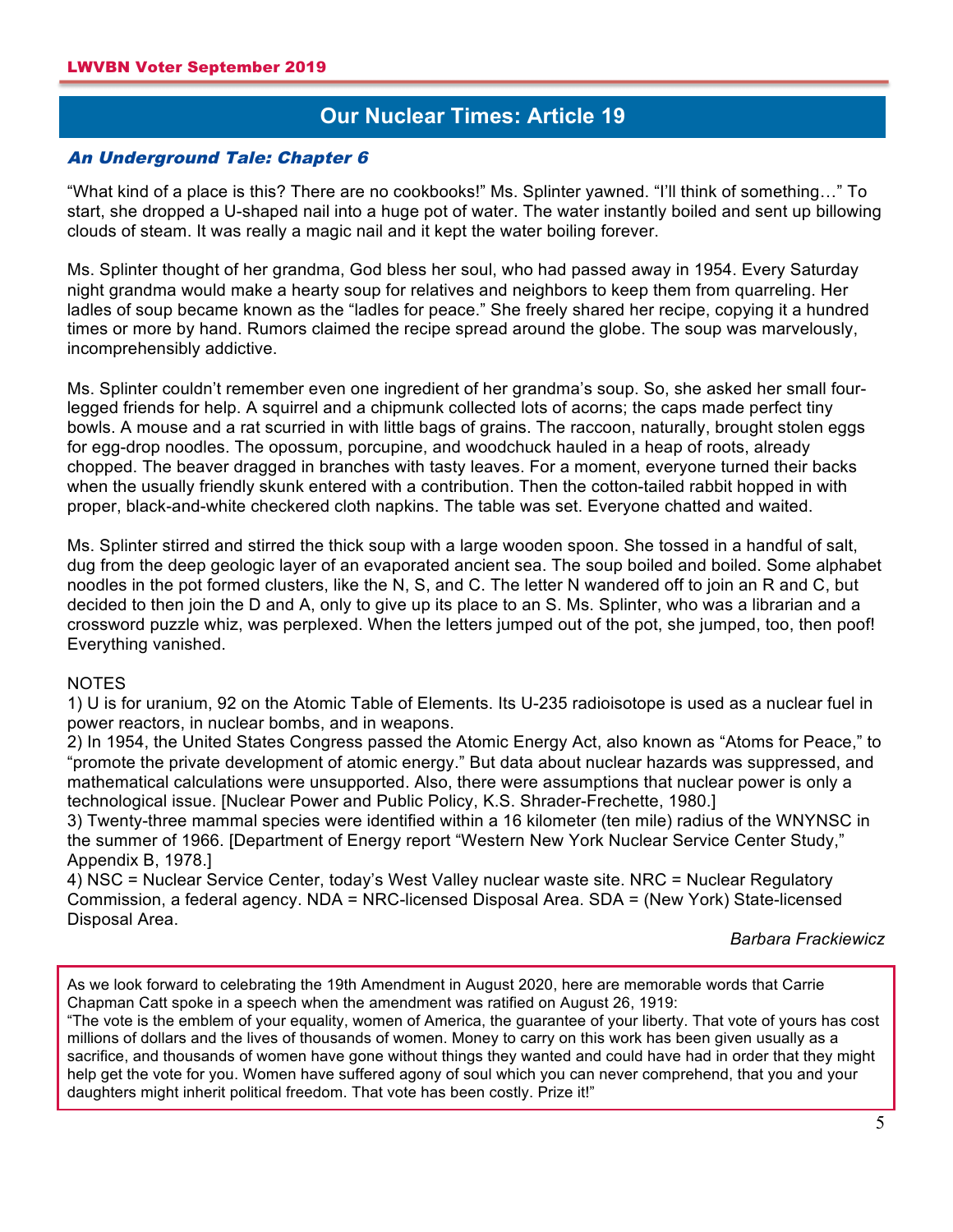## Our Nuclear Times: Article 19

### *An Underground Tale: Chapter 6*

"What kind of a place is this? There are no cookbooks!" Ms. Splinter yawned. "I'll think of something…" To start, she dropped a U-shaped nail into a huge pot of water. The water instantly boiled and sent up billowing clouds of steam. It was really a magic nail and it kept the water boiling forever.

Ms. Splinter thought of her grandma, God bless her soul, who had passed away in 1954. Every Saturday night grandma would make a hearty soup for relatives and neighbors to keep them from quarreling. Her ladles of soup became known as the "ladles for peace." She freely shared her recipe, copying it a hundred times or more by hand. Rumors claimed the recipe spread around the globe. The soup was marvelously, incomprehensibly addictive.

Ms. Splinter couldn't remember even one ingredient of her grandma's soup. So, she asked her small four-legged friends for help. A squirrel and a chipmunk collected lots of acorns; the caps made perfect tiny bowls. A mouse and a rat scurried in with little bags of grains. The raccoon, naturally, brought stolen eggs for egg-drop noodles. The opossum, porcupine, and woodchuck hauled in a heap of roots, already chopped. The beaver dragged in branches with tasty leaves. For a moment, everyone turned their backs when the usually friendly skunk entered with a contribution. Then the cotton-tailed rabbit hopped in with proper, black-and-white checkered cloth napkins. The table was set. Everyone chatted and waited.

Ms. Splinter stirred and stirred the thick soup with a large wooden spoon. She tossed in a handful of salt, dug from the deep geologic layer of an evaporated ancient sea. The soup boiled and boiled. Some alphabet noodles in the pot formed clusters, like the N, S, and C. The letter N wandered off to join an R and C, but decided to then join the D and A, only to give up its place to an S. Ms. Splinter, who was a librarian and a crossword puzzle whiz, was perplexed. When the letters jumped out of the pot, she jumped, too, then poof! Everything vanished.

NOTES

1) U is for uranium, 92 on the Atomic Table of Elements. Its U-235 radioisotope is used as a nuclear fuel in power reactors, in nuclear bombs, and in weapons.

2) In 1954, the United States Congress passed the Atomic Energy Act, also known as "Atoms for Peace," to "promote the private development of atomic energy." But data about nuclear hazards was suppressed, and mathematical calculations were unsupported. Also, there were assumptions that nuclear power is only a technological issue. [Nuclear Power and Public Policy, K.S. Shrader-Frechette, 1980.]

3) Twenty-three mammal species were identified within a 16 kilometer (ten mile) radius of the WNYNSC in the summer of 1966. [Department of Energy report "Western New York Nuclear Service Center Study," Appendix B, 1978.]

4) NSC = Nuclear Service Center, today's West Valley nuclear waste site. NRC = Nuclear Regulatory Commission, a federal agency. NDA = NRC-licensed Disposal Area. SDA = (New York) State-licensed Disposal Area.

*Barbara Frackiewicz*

---

As we look forward to celebrating the 19th Amendment in August 2020, here are memorable words that Carrie Chapman Catt spoke in a speech when the amendment was ratified on August 26, 1919:
"The vote is the emblem of your equality, women of America, the guarantee of your liberty. That vote of yours has cost millions of dollars and the lives of thousands of women. Money to carry on this work has been given usually as a sacrifice, and thousands of women have gone without things they wanted and could have had in order that they might help get the vote for you. Women have suffered agony of soul which you can never comprehend, that you and your daughters might inherit political freedom. That vote has been costly. Prize it!"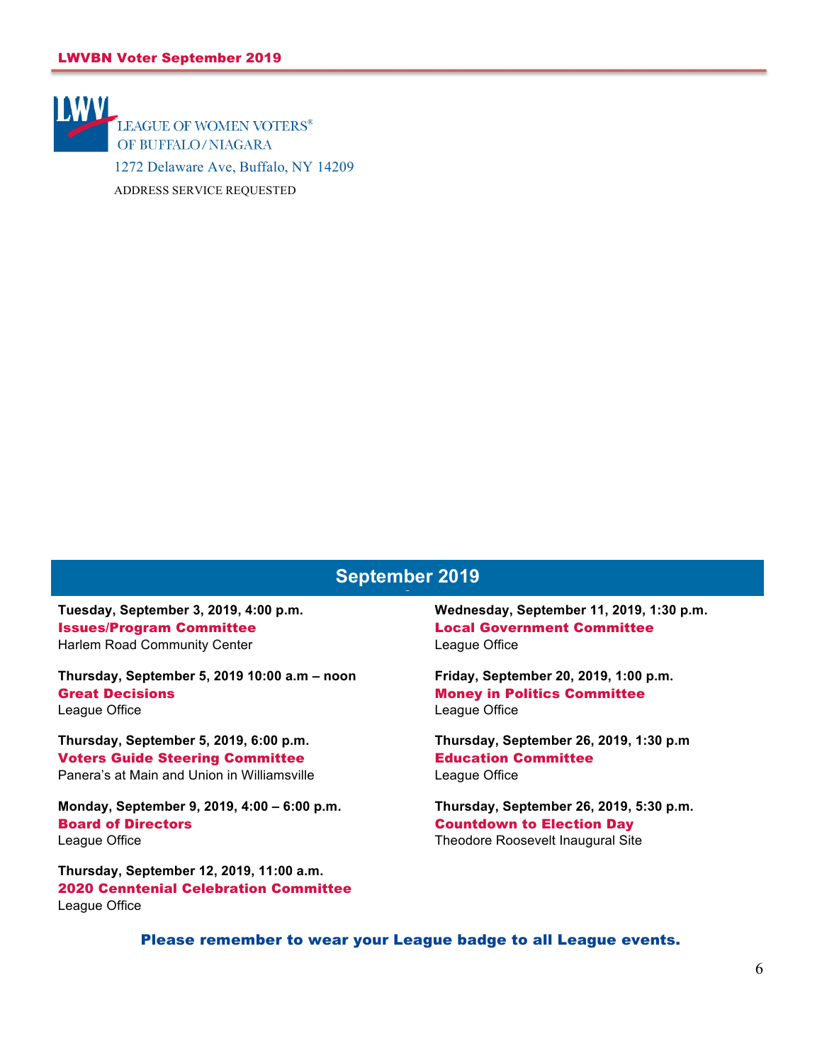LEAGUE OF WOMEN VOTERS®
OF BUFFALO/NIAGARA
1272 Delaware Ave, Buffalo, NY 14209
ADDRESS SERVICE REQUESTED

## September 2019

**Tuesday, September 3, 2019, 4:00 p.m.**
**Issues/Program Committee**
Harlem Road Community Center

**Thursday, September 5, 2019 10:00 a.m – noon**
**Great Decisions**
League Office

**Thursday, September 5, 2019, 6:00 p.m.**
**Voters Guide Steering Committee**
Panera's at Main and Union in Williamsville

**Monday, September 9, 2019, 4:00 – 6:00 p.m.**
**Board of Directors**
League Office

**Thursday, September 12, 2019, 11:00 a.m.**
**2020 Cenntenial Celebration Committee**
League Office

**Wednesday, September 11, 2019, 1:30 p.m.**
**Local Government Committee**
League Office

**Friday, September 20, 2019, 1:00 p.m.**
**Money in Politics Committee**
League Office

**Thursday, September 26, 2019, 1:30 p.m**
**Education Committee**
League Office

**Thursday, September 26, 2019, 5:30 p.m.**
**Countdown to Election Day**
Theodore Roosevelt Inaugural Site

**Please remember to wear your League badge to all League events.**